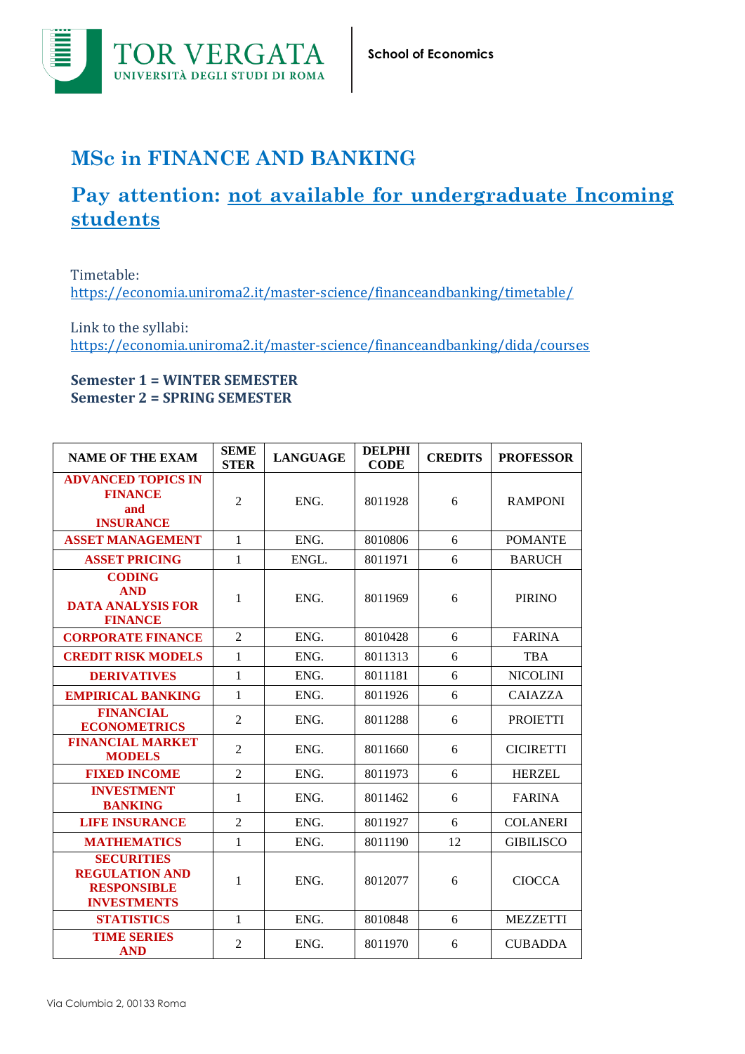# MSc in FINANCE AND BANKING

## Pay attention: not available for undergraduate Incoming students

Timetable:
https://economia.uniroma2.it/master-science/financeandbanking/timetable/

Link to the syllabi:
https://economia.uniroma2.it/master-science/financeandbanking/dida/courses

**Semester 1 = WINTER SEMESTER**
**Semester 2 = SPRING SEMESTER**

| NAME OF THE EXAM | SEMESTER | LANGUAGE | DELPHI CODE | CREDITS | PROFESSOR |
|---|---|---|---|---|---|
| ADVANCED TOPICS IN FINANCE and INSURANCE | 2 | ENG. | 8011928 | 6 | RAMPONI |
| ASSET MANAGEMENT | 1 | ENG. | 8010806 | 6 | POMANTE |
| ASSET PRICING | 1 | ENGL. | 8011971 | 6 | BARUCH |
| CODING AND DATA ANALYSIS FOR FINANCE | 1 | ENG. | 8011969 | 6 | PIRINO |
| CORPORATE FINANCE | 2 | ENG. | 8010428 | 6 | FARINA |
| CREDIT RISK MODELS | 1 | ENG. | 8011313 | 6 | TBA |
| DERIVATIVES | 1 | ENG. | 8011181 | 6 | NICOLINI |
| EMPIRICAL BANKING | 1 | ENG. | 8011926 | 6 | CAIAZZA |
| FINANCIAL ECONOMETRICS | 2 | ENG. | 8011288 | 6 | PROIETTI |
| FINANCIAL MARKET MODELS | 2 | ENG. | 8011660 | 6 | CICIRETTI |
| FIXED INCOME | 2 | ENG. | 8011973 | 6 | HERZEL |
| INVESTMENT BANKING | 1 | ENG. | 8011462 | 6 | FARINA |
| LIFE INSURANCE | 2 | ENG. | 8011927 | 6 | COLANERI |
| MATHEMATICS | 1 | ENG. | 8011190 | 12 | GIBILISCO |
| SECURITIES REGULATION AND RESPONSIBLE INVESTMENTS | 1 | ENG. | 8012077 | 6 | CIOCCA |
| STATISTICS | 1 | ENG. | 8010848 | 6 | MEZZETTI |
| TIME SERIES AND | 2 | ENG. | 8011970 | 6 | CUBADDA |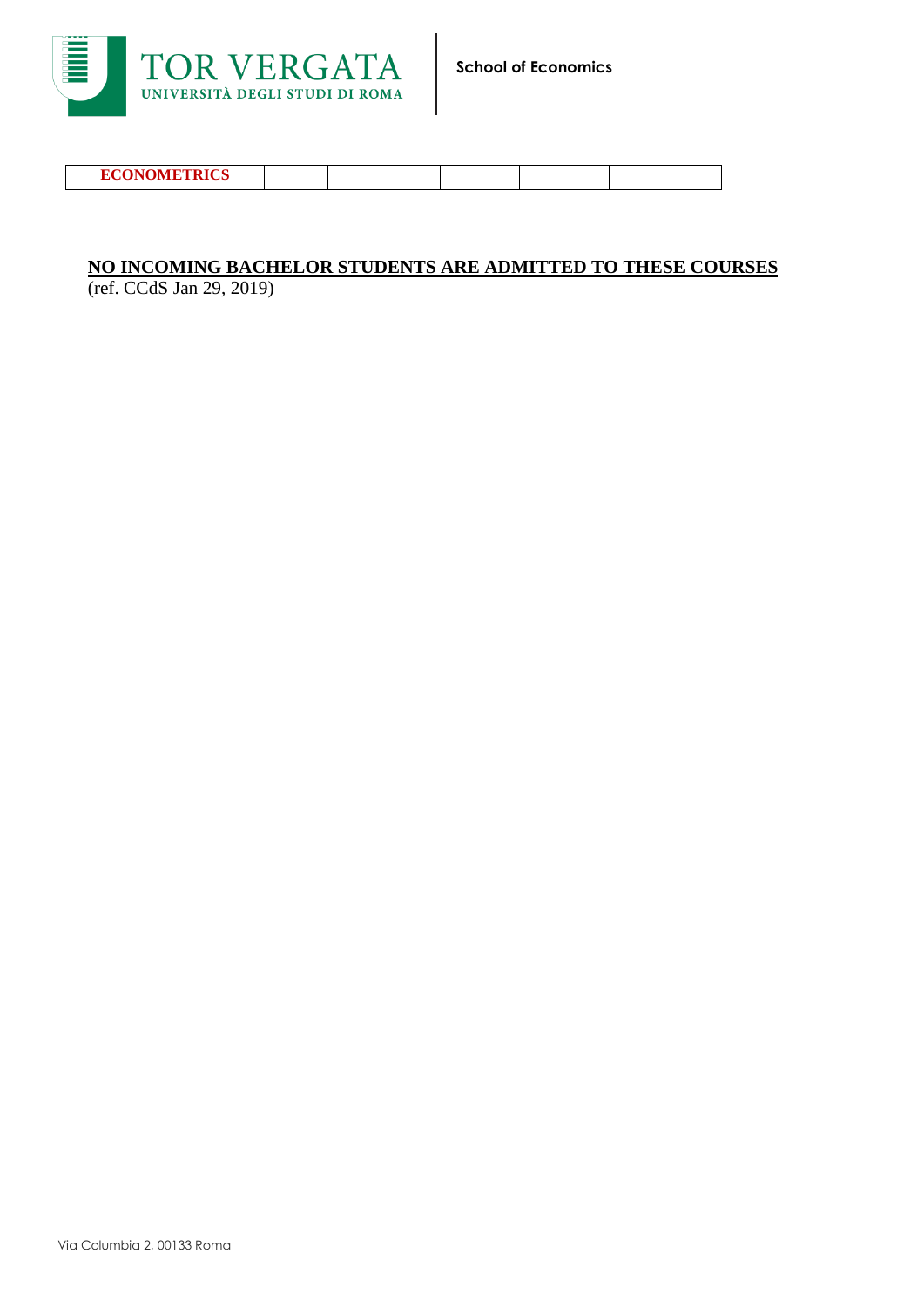| | | | | | |
|---|---|---|---|---|---|
| ECONOMETRICS | | | | | |

**NO INCOMING BACHELOR STUDENTS ARE ADMITTED TO THESE COURSES**
(ref. CCdS Jan 29, 2019)